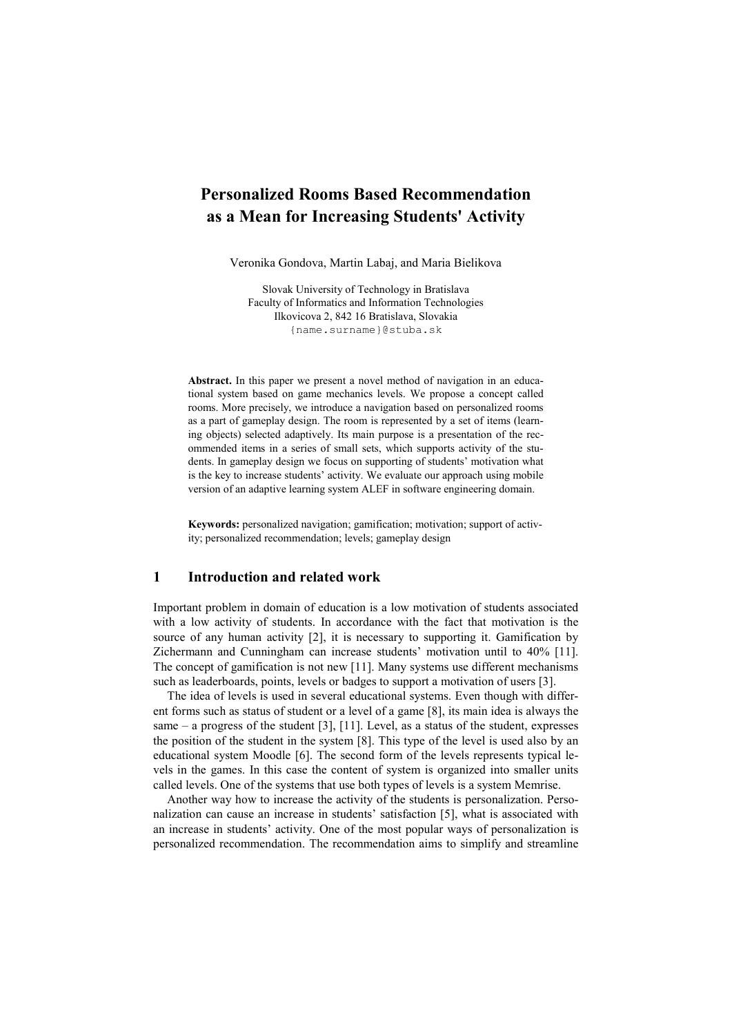# Personalized Rooms Based Recommendation as a Mean for Increasing Students' Activity

Veronika Gondova, Martin Labaj, and Maria Bielikova

Slovak University of Technology in Bratislava
Faculty of Informatics and Information Technologies
Ilkovicova 2, 842 16 Bratislava, Slovakia
{name.surname}@stuba.sk

**Abstract.** In this paper we present a novel method of navigation in an educational system based on game mechanics levels. We propose a concept called rooms. More precisely, we introduce a navigation based on personalized rooms as a part of gameplay design. The room is represented by a set of items (learning objects) selected adaptively. Its main purpose is a presentation of the recommended items in a series of small sets, which supports activity of the students. In gameplay design we focus on supporting of students' motivation what is the key to increase students' activity. We evaluate our approach using mobile version of an adaptive learning system ALEF in software engineering domain.

**Keywords:** personalized navigation; gamification; motivation; support of activity; personalized recommendation; levels; gameplay design

## 1 Introduction and related work

Important problem in domain of education is a low motivation of students associated with a low activity of students. In accordance with the fact that motivation is the source of any human activity [2], it is necessary to supporting it. Gamification by Zichermann and Cunningham can increase students' motivation until to 40% [11]. The concept of gamification is not new [11]. Many systems use different mechanisms such as leaderboards, points, levels or badges to support a motivation of users [3].

The idea of levels is used in several educational systems. Even though with different forms such as status of student or a level of a game [8], its main idea is always the same – a progress of the student [3], [11]. Level, as a status of the student, expresses the position of the student in the system [8]. This type of the level is used also by an educational system Moodle [6]. The second form of the levels represents typical levels in the games. In this case the content of system is organized into smaller units called levels. One of the systems that use both types of levels is a system Memrise.

Another way how to increase the activity of the students is personalization. Personalization can cause an increase in students' satisfaction [5], what is associated with an increase in students' activity. One of the most popular ways of personalization is personalized recommendation. The recommendation aims to simplify and streamline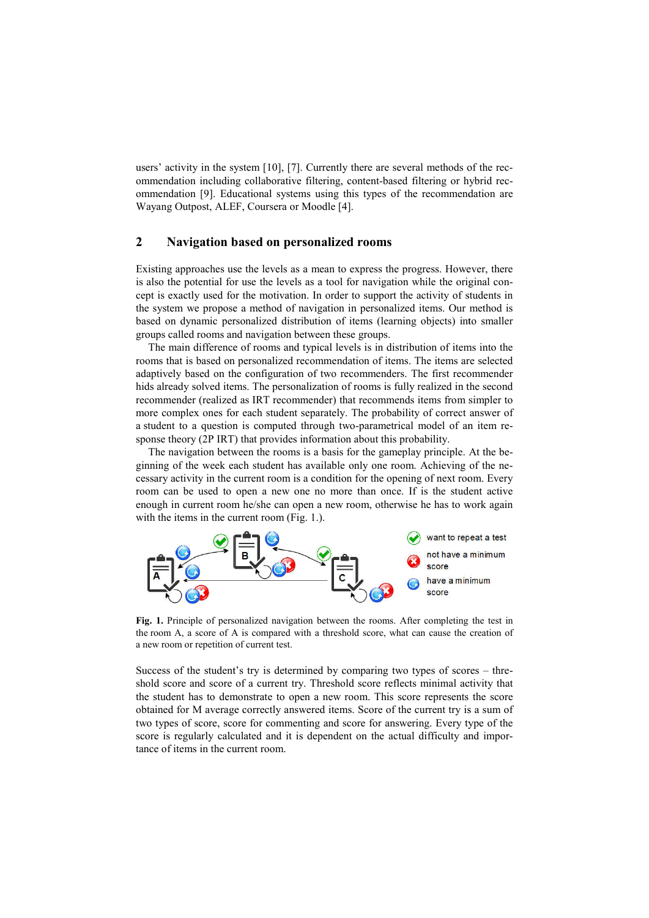users' activity in the system [10], [7]. Currently there are several methods of the recommendation including collaborative filtering, content-based filtering or hybrid recommendation [9]. Educational systems using this types of the recommendation are Wayang Outpost, ALEF, Coursera or Moodle [4].

## 2 Navigation based on personalized rooms

Existing approaches use the levels as a mean to express the progress. However, there is also the potential for use the levels as a tool for navigation while the original concept is exactly used for the motivation. In order to support the activity of students in the system we propose a method of navigation in personalized items. Our method is based on dynamic personalized distribution of items (learning objects) into smaller groups called rooms and navigation between these groups.

The main difference of rooms and typical levels is in distribution of items into the rooms that is based on personalized recommendation of items. The items are selected adaptively based on the configuration of two recommenders. The first recommender hids already solved items. The personalization of rooms is fully realized in the second recommender (realized as IRT recommender) that recommends items from simpler to more complex ones for each student separately. The probability of correct answer of a student to a question is computed through two-parametrical model of an item response theory (2P IRT) that provides information about this probability.

The navigation between the rooms is a basis for the gameplay principle. At the beginning of the week each student has available only one room. Achieving of the necessary activity in the current room is a condition for the opening of next room. Every room can be used to open a new one no more than once. If is the student active enough in current room he/she can open a new room, otherwise he has to work again with the items in the current room (Fig. 1.).

**Fig. 1.** Principle of personalized navigation between the rooms. After completing the test in the room A, a score of A is compared with a threshold score, what can cause the creation of a new room or repetition of current test.

Success of the student's try is determined by comparing two types of scores – threshold score and score of a current try. Threshold score reflects minimal activity that the student has to demonstrate to open a new room. This score represents the score obtained for M average correctly answered items. Score of the current try is a sum of two types of score, score for commenting and score for answering. Every type of the score is regularly calculated and it is dependent on the actual difficulty and importance of items in the current room.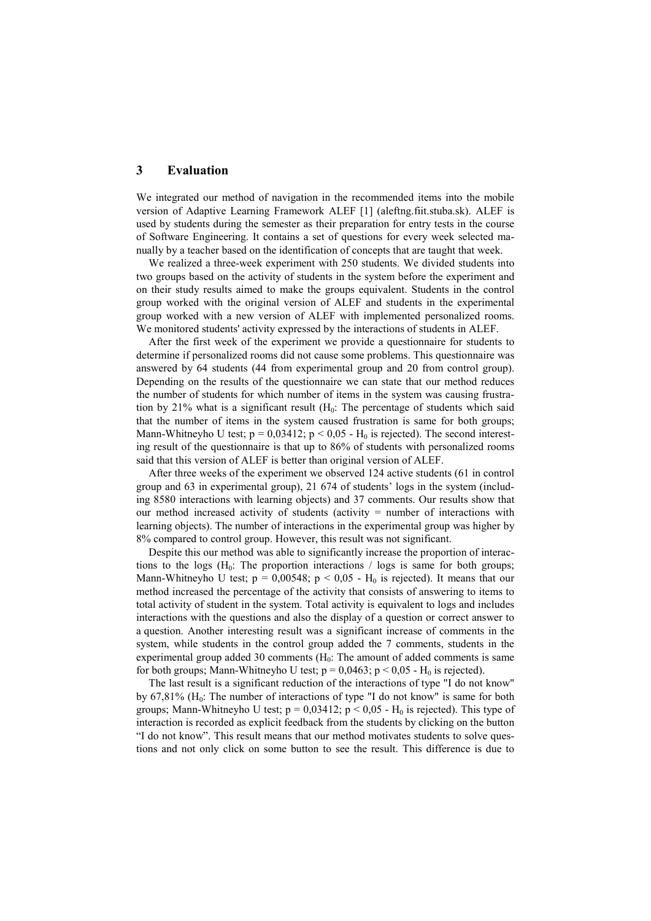## 3 Evaluation

We integrated our method of navigation in the recommended items into the mobile version of Adaptive Learning Framework ALEF [1] (aleftng.fiit.stuba.sk). ALEF is used by students during the semester as their preparation for entry tests in the course of Software Engineering. It contains a set of questions for every week selected manually by a teacher based on the identification of concepts that are taught that week.

We realized a three-week experiment with 250 students. We divided students into two groups based on the activity of students in the system before the experiment and on their study results aimed to make the groups equivalent. Students in the control group worked with the original version of ALEF and students in the experimental group worked with a new version of ALEF with implemented personalized rooms. We monitored students' activity expressed by the interactions of students in ALEF.

After the first week of the experiment we provide a questionnaire for students to determine if personalized rooms did not cause some problems. This questionnaire was answered by 64 students (44 from experimental group and 20 from control group). Depending on the results of the questionnaire we can state that our method reduces the number of students for which number of items in the system was causing frustration by 21% what is a significant result ($H_0$: The percentage of students which said that the number of items in the system caused frustration is same for both groups; Mann-Whitneyho U test; $p = 0{,}03412$; $p < 0{,}05$ - $H_0$ is rejected). The second interesting result of the questionnaire is that up to 86% of students with personalized rooms said that this version of ALEF is better than original version of ALEF.

After three weeks of the experiment we observed 124 active students (61 in control group and 63 in experimental group), 21 674 of students' logs in the system (including 8580 interactions with learning objects) and 37 comments. Our results show that our method increased activity of students (activity = number of interactions with learning objects). The number of interactions in the experimental group was higher by 8% compared to control group. However, this result was not significant.

Despite this our method was able to significantly increase the proportion of interactions to the logs ($H_0$: The proportion interactions / logs is same for both groups; Mann-Whitneyho U test; $p = 0{,}00548$; $p < 0{,}05$ - $H_0$ is rejected). It means that our method increased the percentage of the activity that consists of answering to items to total activity of student in the system. Total activity is equivalent to logs and includes interactions with the questions and also the display of a question or correct answer to a question. Another interesting result was a significant increase of comments in the system, while students in the control group added the 7 comments, students in the experimental group added 30 comments ($H_0$: The amount of added comments is same for both groups; Mann-Whitneyho U test; $p = 0{,}0463$; $p < 0{,}05$ - $H_0$ is rejected).

The last result is a significant reduction of the interactions of type "I do not know" by 67,81% ($H_0$: The number of interactions of type "I do not know" is same for both groups; Mann-Whitneyho U test; $p = 0{,}03412$; $p < 0{,}05$ - $H_0$ is rejected). This type of interaction is recorded as explicit feedback from the students by clicking on the button "I do not know". This result means that our method motivates students to solve questions and not only click on some button to see the result. This difference is due to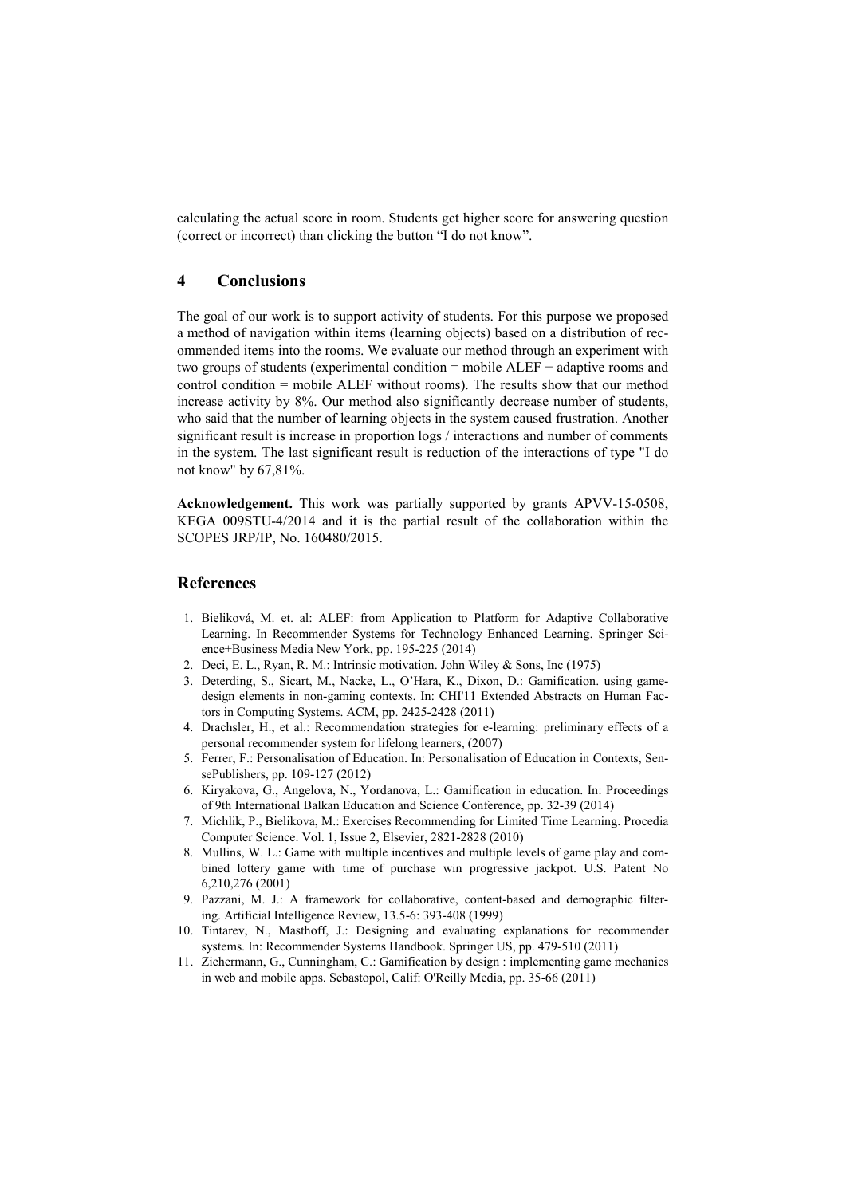calculating the actual score in room. Students get higher score for answering question (correct or incorrect) than clicking the button "I do not know".

## 4 Conclusions

The goal of our work is to support activity of students. For this purpose we proposed a method of navigation within items (learning objects) based on a distribution of recommended items into the rooms. We evaluate our method through an experiment with two groups of students (experimental condition = mobile ALEF + adaptive rooms and control condition = mobile ALEF without rooms). The results show that our method increase activity by 8%. Our method also significantly decrease number of students, who said that the number of learning objects in the system caused frustration. Another significant result is increase in proportion logs / interactions and number of comments in the system. The last significant result is reduction of the interactions of type "I do not know" by 67,81%.

**Acknowledgement.** This work was partially supported by grants APVV-15-0508, KEGA 009STU-4/2014 and it is the partial result of the collaboration within the SCOPES JRP/IP, No. 160480/2015.

## References

1. Bieliková, M. et. al: ALEF: from Application to Platform for Adaptive Collaborative Learning. In Recommender Systems for Technology Enhanced Learning. Springer Science+Business Media New York, pp. 195-225 (2014)
2. Deci, E. L., Ryan, R. M.: Intrinsic motivation. John Wiley & Sons, Inc (1975)
3. Deterding, S., Sicart, M., Nacke, L., O'Hara, K., Dixon, D.: Gamification. using game-design elements in non-gaming contexts. In: CHI'11 Extended Abstracts on Human Factors in Computing Systems. ACM, pp. 2425-2428 (2011)
4. Drachsler, H., et al.: Recommendation strategies for e-learning: preliminary effects of a personal recommender system for lifelong learners, (2007)
5. Ferrer, F.: Personalisation of Education. In: Personalisation of Education in Contexts, SensePublishers, pp. 109-127 (2012)
6. Kiryakova, G., Angelova, N., Yordanova, L.: Gamification in education. In: Proceedings of 9th International Balkan Education and Science Conference, pp. 32-39 (2014)
7. Michlik, P., Bielikova, M.: Exercises Recommending for Limited Time Learning. Procedia Computer Science. Vol. 1, Issue 2, Elsevier, 2821-2828 (2010)
8. Mullins, W. L.: Game with multiple incentives and multiple levels of game play and combined lottery game with time of purchase win progressive jackpot. U.S. Patent No 6,210,276 (2001)
9. Pazzani, M. J.: A framework for collaborative, content-based and demographic filtering. Artificial Intelligence Review, 13.5-6: 393-408 (1999)
10. Tintarev, N., Masthoff, J.: Designing and evaluating explanations for recommender systems. In: Recommender Systems Handbook. Springer US, pp. 479-510 (2011)
11. Zichermann, G., Cunningham, C.: Gamification by design : implementing game mechanics in web and mobile apps. Sebastopol, Calif: O'Reilly Media, pp. 35-66 (2011)